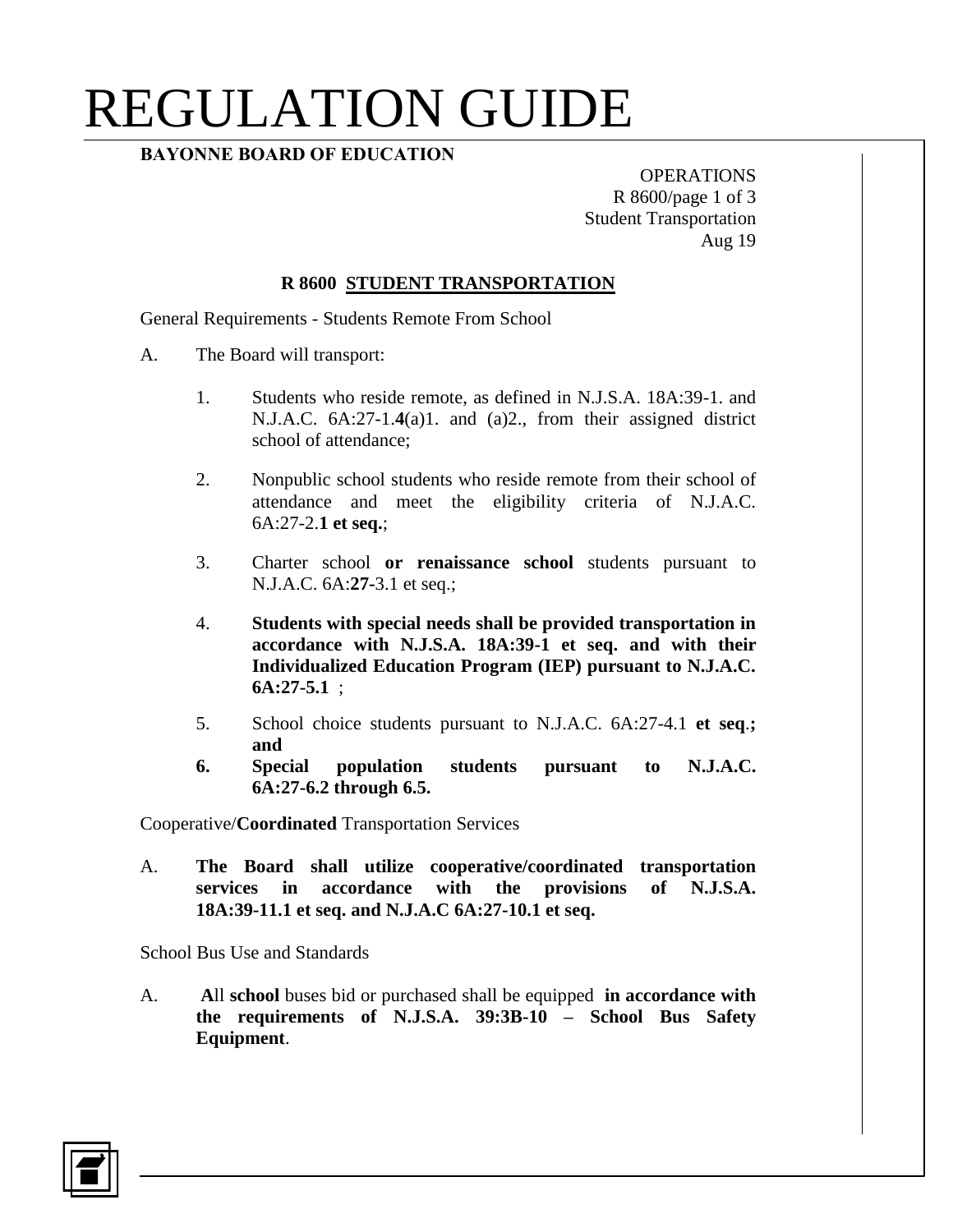# REGULATION GUIDE

**BAYONNE BOARD OF EDUCATION**

OPERATIONS
R 8600/page 1 of 3
Student Transportation
Aug 19

## R 8600 STUDENT TRANSPORTATION

General Requirements - Students Remote From School

A. The Board will transport:

1. Students who reside remote, as defined in N.J.S.A. 18A:39-1. and N.J.A.C. 6A:27-1.**4**(a)1. and (a)2., from their assigned district school of attendance;

2. Nonpublic school students who reside remote from their school of attendance and meet the eligibility criteria of N.J.A.C. 6A:27-2.**1 et seq.**;

3. Charter school **or renaissance school** students pursuant to N.J.A.C. 6A:**27**-3.1 et seq.;

4. **Students with special needs shall be provided transportation in accordance with N.J.S.A. 18A:39-1 et seq. and with their Individualized Education Program (IEP) pursuant to N.J.A.C. 6A:27-5.1** ;

5. School choice students pursuant to N.J.A.C. 6A:27-4.1 **et seq.; and**

6. **Special population students pursuant to N.J.A.C. 6A:27-6.2 through 6.5.**

Cooperative/**Coordinated** Transportation Services

A. **The Board shall utilize cooperative/coordinated transportation services in accordance with the provisions of N.J.S.A. 18A:39-11.1 et seq. and N.J.A.C 6A:27-10.1 et seq.**

School Bus Use and Standards

A. **A**ll **school** buses bid or purchased shall be equipped **in accordance with the requirements of N.J.S.A. 39:3B-10 – School Bus Safety Equipment**.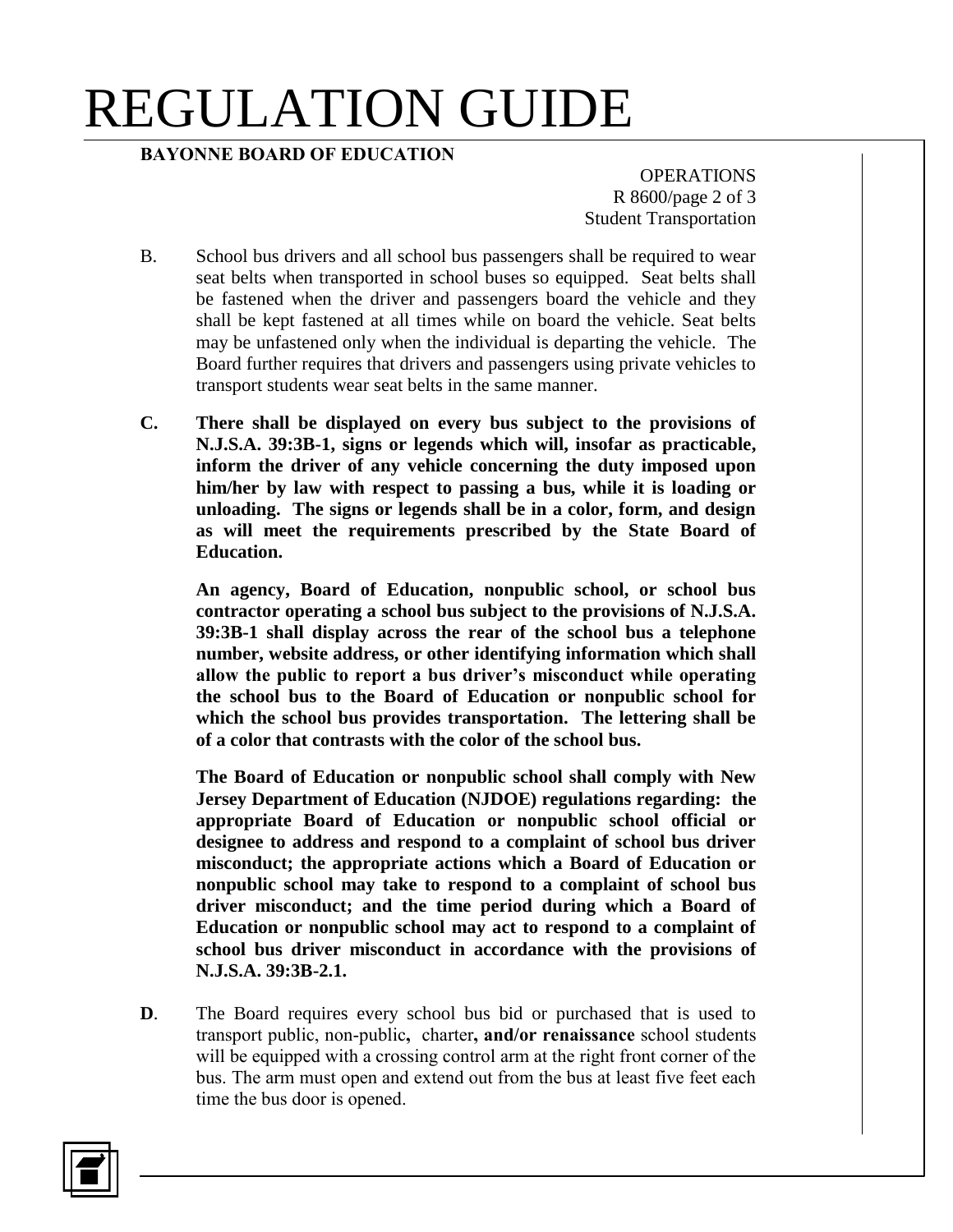B. School bus drivers and all school bus passengers shall be required to wear seat belts when transported in school buses so equipped. Seat belts shall be fastened when the driver and passengers board the vehicle and they shall be kept fastened at all times while on board the vehicle. Seat belts may be unfastened only when the individual is departing the vehicle. The Board further requires that drivers and passengers using private vehicles to transport students wear seat belts in the same manner.

**C. There shall be displayed on every bus subject to the provisions of N.J.S.A. 39:3B-1, signs or legends which will, insofar as practicable, inform the driver of any vehicle concerning the duty imposed upon him/her by law with respect to passing a bus, while it is loading or unloading. The signs or legends shall be in a color, form, and design as will meet the requirements prescribed by the State Board of Education.**

**An agency, Board of Education, nonpublic school, or school bus contractor operating a school bus subject to the provisions of N.J.S.A. 39:3B-1 shall display across the rear of the school bus a telephone number, website address, or other identifying information which shall allow the public to report a bus driver's misconduct while operating the school bus to the Board of Education or nonpublic school for which the school bus provides transportation. The lettering shall be of a color that contrasts with the color of the school bus.**

**The Board of Education or nonpublic school shall comply with New Jersey Department of Education (NJDOE) regulations regarding: the appropriate Board of Education or nonpublic school official or designee to address and respond to a complaint of school bus driver misconduct; the appropriate actions which a Board of Education or nonpublic school may take to respond to a complaint of school bus driver misconduct; and the time period during which a Board of Education or nonpublic school may act to respond to a complaint of school bus driver misconduct in accordance with the provisions of N.J.S.A. 39:3B-2.1.**

**D**. The Board requires every school bus bid or purchased that is used to transport public, non-public**,** charter**, and/or renaissance** school students will be equipped with a crossing control arm at the right front corner of the bus. The arm must open and extend out from the bus at least five feet each time the bus door is opened.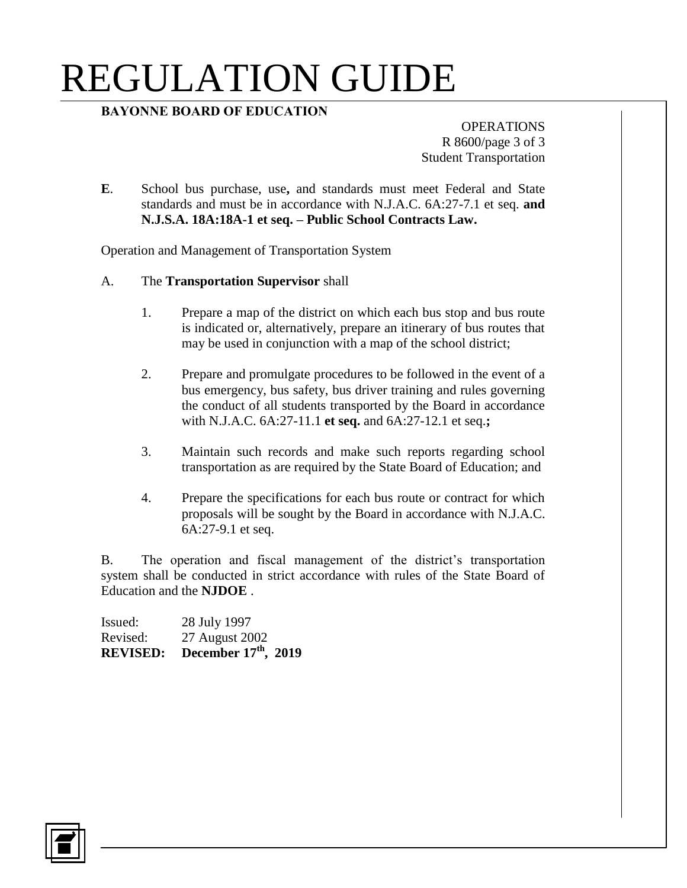**E**. School bus purchase, use**,** and standards must meet Federal and State standards and must be in accordance with N.J.A.C. 6A:27-7.1 et seq. **and N.J.S.A. 18A:18A-1 et seq. – Public School Contracts Law.**

Operation and Management of Transportation System

A. The **Transportation Supervisor** shall

1. Prepare a map of the district on which each bus stop and bus route is indicated or, alternatively, prepare an itinerary of bus routes that may be used in conjunction with a map of the school district;

2. Prepare and promulgate procedures to be followed in the event of a bus emergency, bus safety, bus driver training and rules governing the conduct of all students transported by the Board in accordance with N.J.A.C. 6A:27-11.1 **et seq.** and 6A:27-12.1 et seq.**;**

3. Maintain such records and make such reports regarding school transportation as are required by the State Board of Education; and

4. Prepare the specifications for each bus route or contract for which proposals will be sought by the Board in accordance with N.J.A.C. 6A:27-9.1 et seq.

B. The operation and fiscal management of the district's transportation system shall be conducted in strict accordance with rules of the State Board of Education and the **NJDOE** .

Issued: 28 July 1997
Revised: 27 August 2002
**REVISED: December 17th, 2019**